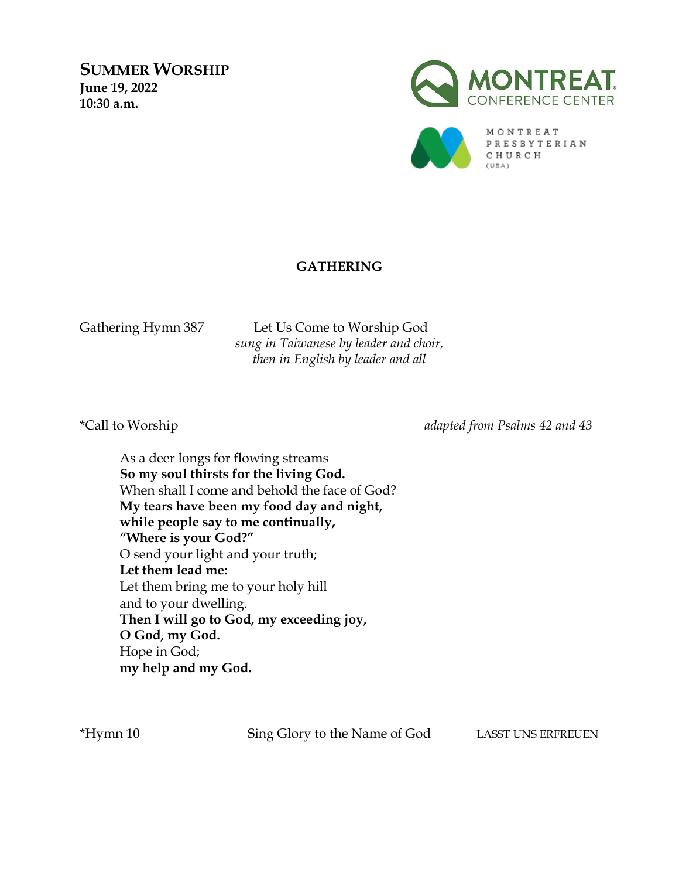# SUMMER WORSHIP

**June 19, 2022**
**10:30 a.m.**

MONTREAT CONFERENCE CENTER

MONTREAT PRESBYTERIAN CHURCH (USA)

## GATHERING

Gathering Hymn 387 — Let Us Come to Worship God
*sung in Taiwanese by leader and choir,*
*then in English by leader and all*

*Call to Worship — *adapted from Psalms 42 and 43*

As a deer longs for flowing streams
**So my soul thirsts for the living God.**
When shall I come and behold the face of God?
**My tears have been my food day and night,**
**while people say to me continually,**
**"Where is your God?"**
O send your light and your truth;
**Let them lead me:**
Let them bring me to your holy hill
and to your dwelling.
**Then I will go to God, my exceeding joy,**
**O God, my God.**
Hope in God;
**my help and my God.**

*Hymn 10 — Sing Glory to the Name of God — LASST UNS ERFREUEN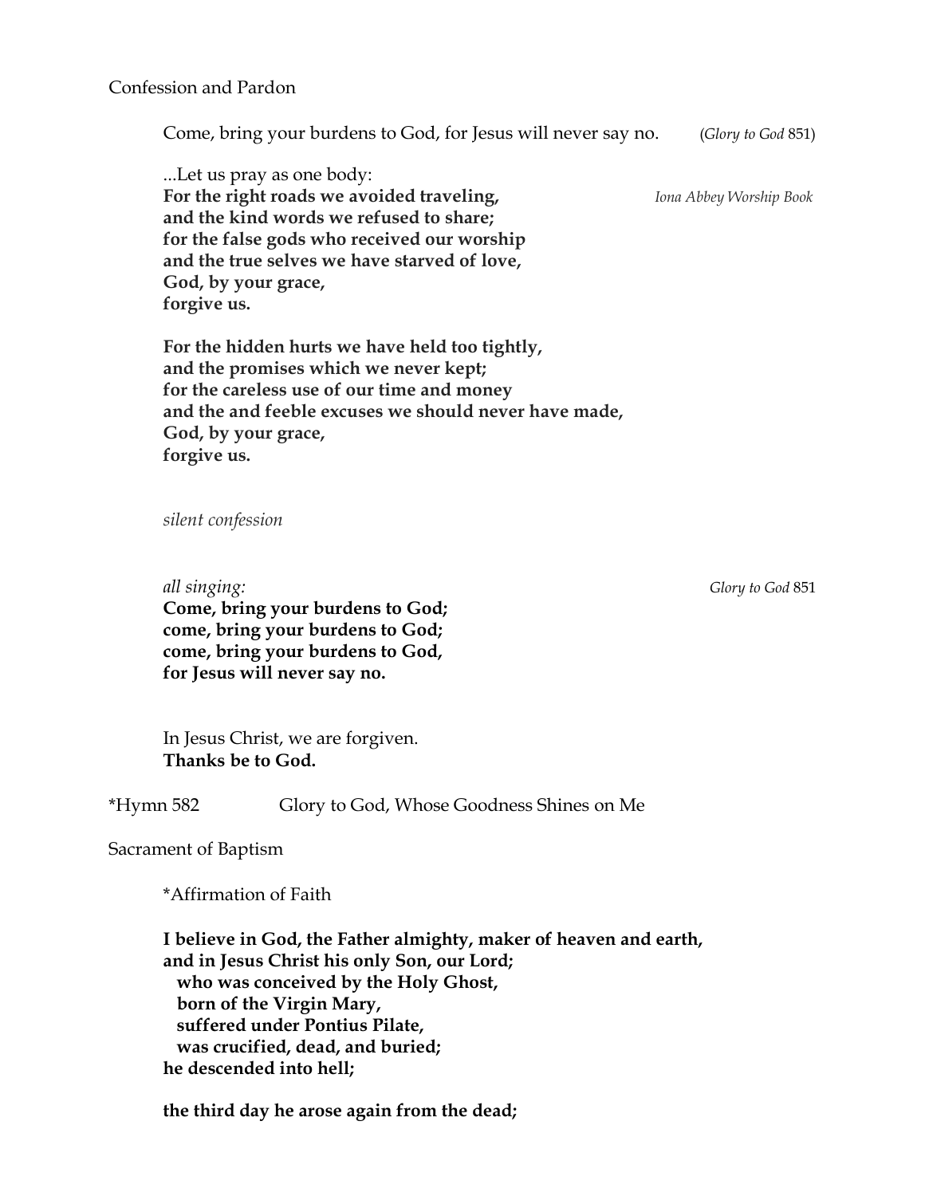Confession and Pardon

Come, bring your burdens to God, for Jesus will never say no. (*Glory to God* 851)

...Let us pray as one body:
**For the right roads we avoided traveling,** *Iona Abbey Worship Book*
**and the kind words we refused to share;**
**for the false gods who received our worship**
**and the true selves we have starved of love,**
**God, by your grace,**
**forgive us.**

**For the hidden hurts we have held too tightly,**
**and the promises which we never kept;**
**for the careless use of our time and money**
**and the and feeble excuses we should never have made,**
**God, by your grace,**
**forgive us.**

*silent confession*

*all singing:* *Glory to God* 851
**Come, bring your burdens to God;**
**come, bring your burdens to God;**
**come, bring your burdens to God,**
**for Jesus will never say no.**

In Jesus Christ, we are forgiven.
**Thanks be to God.**

*Hymn 582 Glory to God, Whose Goodness Shines on Me

Sacrament of Baptism

*Affirmation of Faith

**I believe in God, the Father almighty, maker of heaven and earth,**
**and in Jesus Christ his only Son, our Lord;**
**who was conceived by the Holy Ghost,**
**born of the Virgin Mary,**
**suffered under Pontius Pilate,**
**was crucified, dead, and buried;**
**he descended into hell;**

**the third day he arose again from the dead;**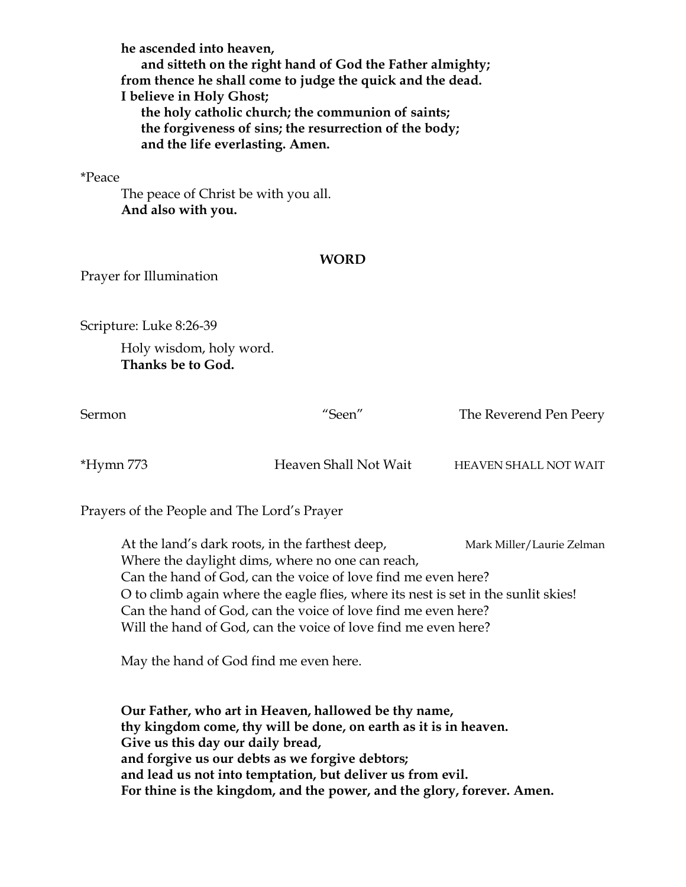**he ascended into heaven,**
**and sitteth on the right hand of God the Father almighty;**
**from thence he shall come to judge the quick and the dead.**
**I believe in Holy Ghost;**
**the holy catholic church; the communion of saints;**
**the forgiveness of sins; the resurrection of the body;**
**and the life everlasting. Amen.**

*Peace

The peace of Christ be with you all.
**And also with you.**

## WORD

Prayer for Illumination

Scripture: Luke 8:26-39

Holy wisdom, holy word.
**Thanks be to God.**

Sermon — "Seen" — The Reverend Pen Peery

*Hymn 773 — Heaven Shall Not Wait — HEAVEN SHALL NOT WAIT

Prayers of the People and The Lord's Prayer

*Mark Miller/Laurie Zelman*

At the land's dark roots, in the farthest deep,
Where the daylight dims, where no one can reach,
Can the hand of God, can the voice of love find me even here?
O to climb again where the eagle flies, where its nest is set in the sunlit skies!
Can the hand of God, can the voice of love find me even here?
Will the hand of God, can the voice of love find me even here?

May the hand of God find me even here.

**Our Father, who art in Heaven, hallowed be thy name,**
**thy kingdom come, thy will be done, on earth as it is in heaven.**
**Give us this day our daily bread,**
**and forgive us our debts as we forgive debtors;**
**and lead us not into temptation, but deliver us from evil.**
**For thine is the kingdom, and the power, and the glory, forever. Amen.**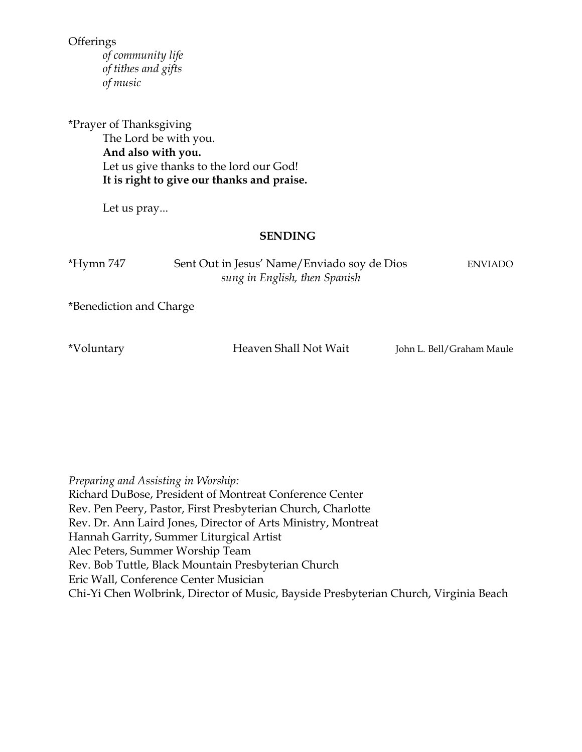Offerings

*of community life*
*of tithes and gifts*
*of music*

*Prayer of Thanksgiving

The Lord be with you.
**And also with you.**
Let us give thanks to the lord our God!
**It is right to give our thanks and praise.**

Let us pray...

## SENDING

*Hymn 747 Sent Out in Jesus' Name/Enviado soy de Dios ENVIADO
*sung in English, then Spanish*

*Benediction and Charge

*Voluntary Heaven Shall Not Wait John L. Bell/Graham Maule

*Preparing and Assisting in Worship:*
Richard DuBose, President of Montreat Conference Center
Rev. Pen Peery, Pastor, First Presbyterian Church, Charlotte
Rev. Dr. Ann Laird Jones, Director of Arts Ministry, Montreat
Hannah Garrity, Summer Liturgical Artist
Alec Peters, Summer Worship Team
Rev. Bob Tuttle, Black Mountain Presbyterian Church
Eric Wall, Conference Center Musician
Chi-Yi Chen Wolbrink, Director of Music, Bayside Presbyterian Church, Virginia Beach